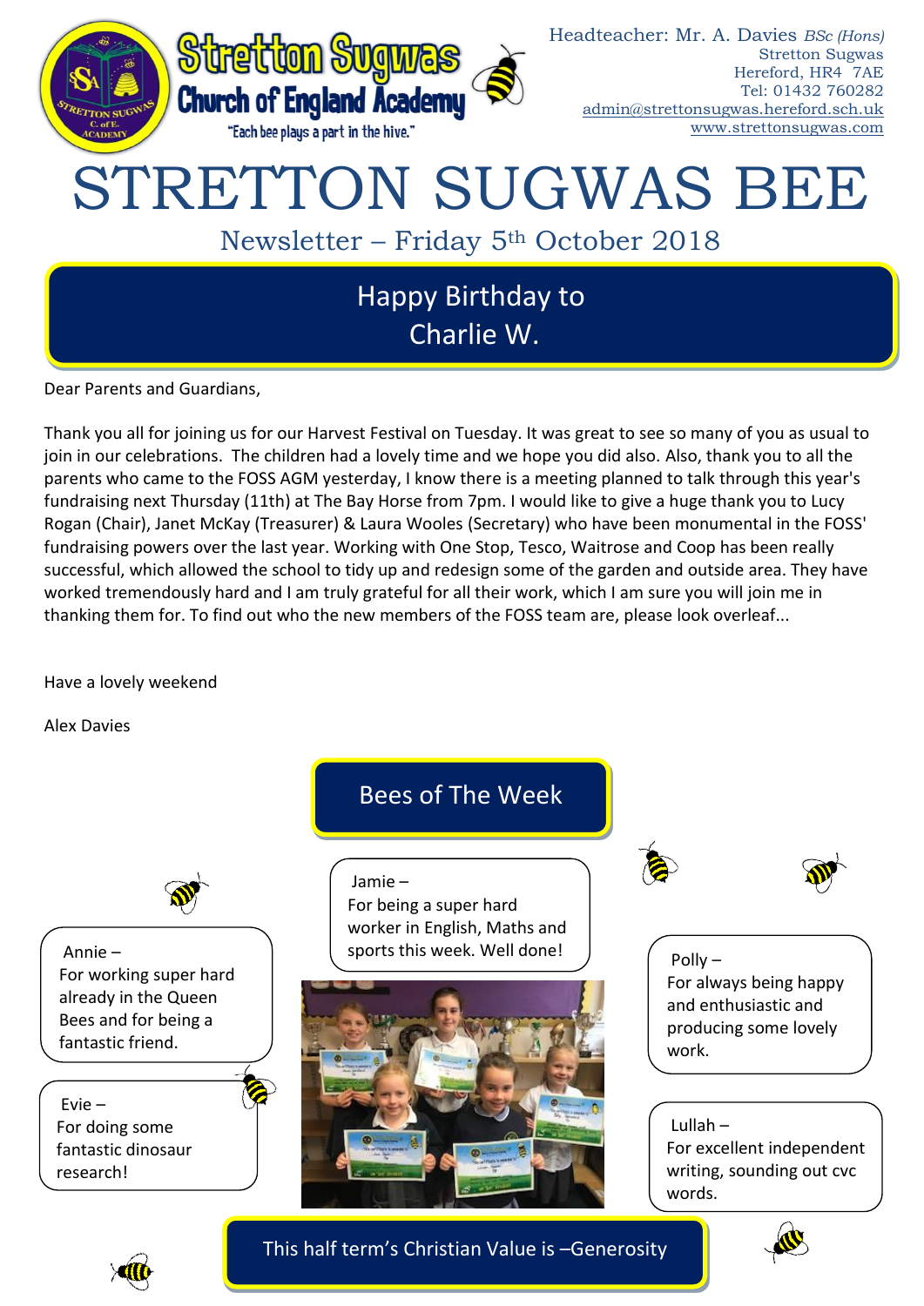Stretton Sugwas Church of England Academy

"Each bee plays a part in the hive."

Headteacher: Mr. A. Davies *BSc (Hons)*
Stretton Sugwas
Hereford, HR4 7AE
Tel: 01432 760282
admin@strettonsugwas.hereford.sch.uk
www.strettonsugwas.com

# STRETTON SUGWAS BEE

## Newsletter – Friday 5th October 2018

## Happy Birthday to Charlie W.

Dear Parents and Guardians,

Thank you all for joining us for our Harvest Festival on Tuesday. It was great to see so many of you as usual to join in our celebrations. The children had a lovely time and we hope you did also. Also, thank you to all the parents who came to the FOSS AGM yesterday, I know there is a meeting planned to talk through this year's fundraising next Thursday (11th) at The Bay Horse from 7pm. I would like to give a huge thank you to Lucy Rogan (Chair), Janet McKay (Treasurer) & Laura Wooles (Secretary) who have been monumental in the FOSS' fundraising powers over the last year. Working with One Stop, Tesco, Waitrose and Coop has been really successful, which allowed the school to tidy up and redesign some of the garden and outside area. They have worked tremendously hard and I am truly grateful for all their work, which I am sure you will join me in thanking them for. To find out who the new members of the FOSS team are, please look overleaf...

Have a lovely weekend

Alex Davies

## Bees of The Week

Jamie – For being a super hard worker in English, Maths and sports this week. Well done!

Annie – For working super hard already in the Queen Bees and for being a fantastic friend.

Polly – For always being happy and enthusiastic and producing some lovely work.

Evie – For doing some fantastic dinosaur research!

Lullah – For excellent independent writing, sounding out cvc words.

## This half term's Christian Value is –Generosity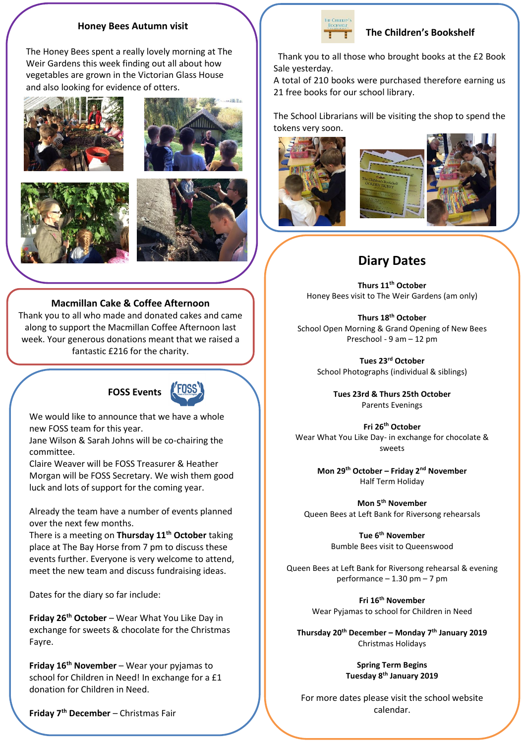## Honey Bees Autumn visit

The Honey Bees spent a really lovely morning at The Weir Gardens this week finding out all about how vegetables are grown in the Victorian Glass House and also looking for evidence of otters.

## Macmillan Cake & Coffee Afternoon

Thank you to all who made and donated cakes and came along to support the Macmillan Coffee Afternoon last week. Your generous donations meant that we raised a fantastic £216 for the charity.

## FOSS Events

We would like to announce that we have a whole new FOSS team for this year.
Jane Wilson & Sarah Johns will be co-chairing the committee.
Claire Weaver will be FOSS Treasurer & Heather Morgan will be FOSS Secretary. We wish them good luck and lots of support for the coming year.

Already the team have a number of events planned over the next few months.
There is a meeting on **Thursday 11th October** taking place at The Bay Horse from 7 pm to discuss these events further. Everyone is very welcome to attend, meet the new team and discuss fundraising ideas.

Dates for the diary so far include:

**Friday 26th October** – Wear What You Like Day in exchange for sweets & chocolate for the Christmas Fayre.

**Friday 16th November** – Wear your pyjamas to school for Children in Need! In exchange for a £1 donation for Children in Need.

**Friday 7th December** – Christmas Fair

## The Children's Bookshelf

Thank you to all those who brought books at the £2 Book Sale yesterday.
A total of 210 books were purchased therefore earning us 21 free books for our school library.

The School Librarians will be visiting the shop to spend the tokens very soon.

## Diary Dates

**Thurs 11th October**
Honey Bees visit to The Weir Gardens (am only)

**Thurs 18th October**
School Open Morning & Grand Opening of New Bees Preschool - 9 am – 12 pm

**Tues 23rd October**
School Photographs (individual & siblings)

**Tues 23rd & Thurs 25th October**
Parents Evenings

**Fri 26th October**
Wear What You Like Day- in exchange for chocolate & sweets

**Mon 29th October – Friday 2nd November**
Half Term Holiday

**Mon 5th November**
Queen Bees at Left Bank for Riversong rehearsals

**Tue 6th November**
Bumble Bees visit to Queenswood

Queen Bees at Left Bank for Riversong rehearsal & evening performance – 1.30 pm – 7 pm

**Fri 16th November**
Wear Pyjamas to school for Children in Need

**Thursday 20th December – Monday 7th January 2019**
Christmas Holidays

**Spring Term Begins**
**Tuesday 8th January 2019**

For more dates please visit the school website calendar.